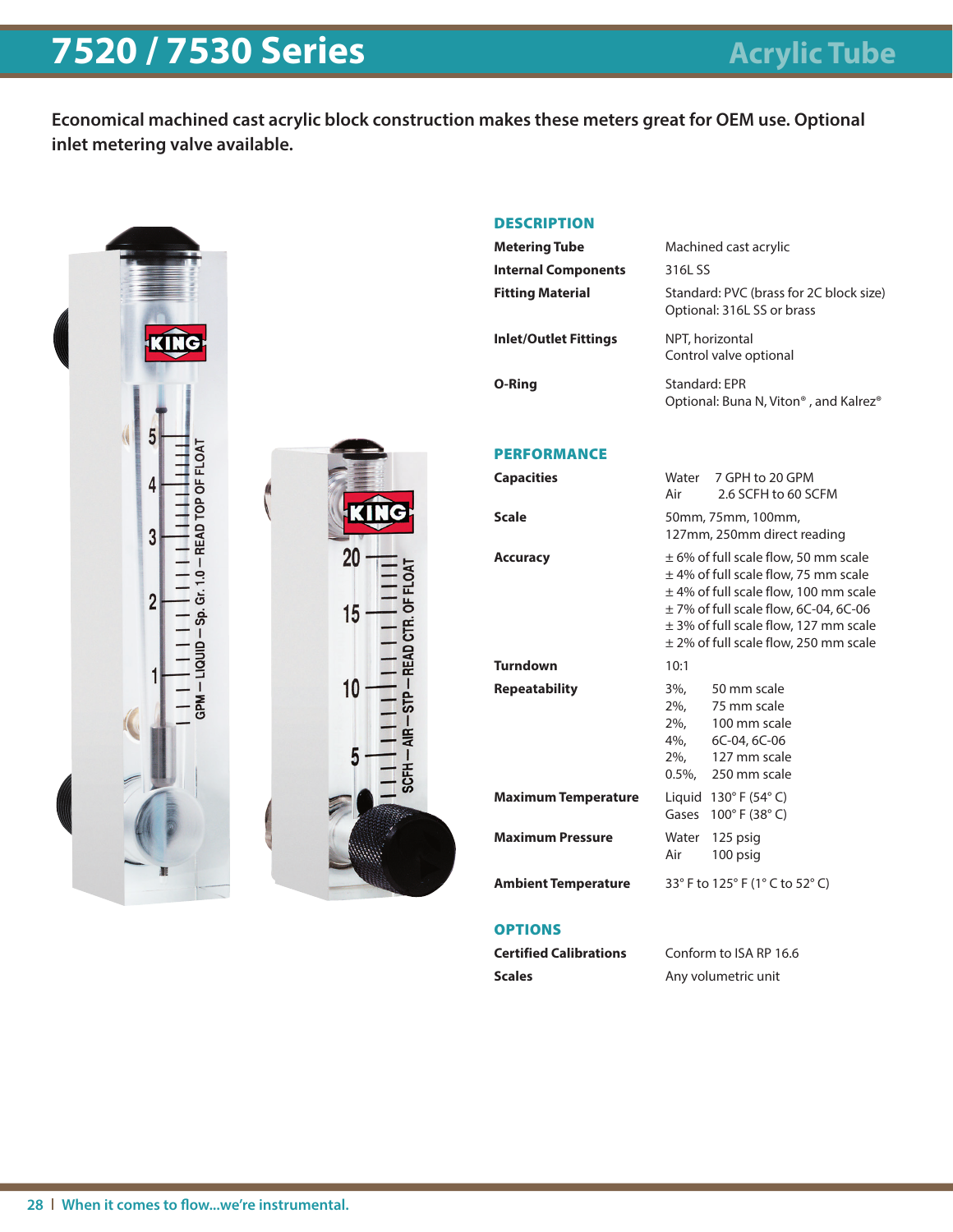# 7520 / 7530 Series

## Acrylic Tube

**Economical machined cast acrylic block construction makes these meters great for OEM use. Optional inlet metering valve available.**

### DESCRIPTION

| | |
|---|---|
| **Metering Tube** | Machined cast acrylic |
| **Internal Components** | 316L SS |
| **Fitting Material** | Standard: PVC (brass for 2C block size)<br>Optional: 316L SS or brass |
| **Inlet/Outlet Fittings** | NPT, horizontal<br>Control valve optional |
| **O-Ring** | Standard: EPR<br>Optional: Buna N, Viton®, and Kalrez® |

### PERFORMANCE

| | |
|---|---|
| **Capacities** | Water 7 GPH to 20 GPM<br>Air 2.6 SCFH to 60 SCFM |
| **Scale** | 50mm, 75mm, 100mm, 127mm, 250mm direct reading |
| **Accuracy** | ± 6% of full scale flow, 50 mm scale<br>± 4% of full scale flow, 75 mm scale<br>± 4% of full scale flow, 100 mm scale<br>± 7% of full scale flow, 6C-04, 6C-06<br>± 3% of full scale flow, 127 mm scale<br>± 2% of full scale flow, 250 mm scale |
| **Turndown** | 10:1 |
| **Repeatability** | 3%, 50 mm scale<br>2%, 75 mm scale<br>2%, 100 mm scale<br>4%, 6C-04, 6C-06<br>2%, 127 mm scale<br>0.5%, 250 mm scale |
| **Maximum Temperature** | Liquid 130° F (54° C)<br>Gases 100° F (38° C) |
| **Maximum Pressure** | Water 125 psig<br>Air 100 psig |
| **Ambient Temperature** | 33° F to 125° F (1° C to 52° C) |

### OPTIONS

| | |
|---|---|
| **Certified Calibrations** | Conform to ISA RP 16.6 |
| **Scales** | Any volumetric unit |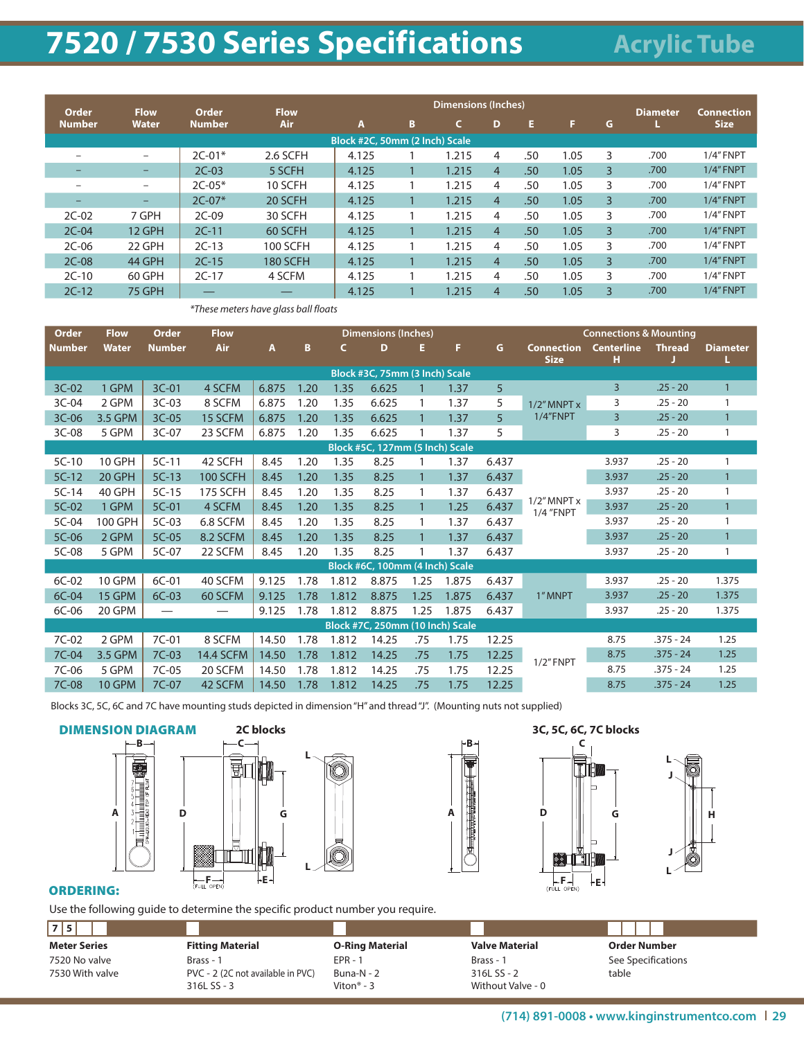# 7520 / 7530 Series Specifications

## Acrylic Tube

| Order Number | Flow Water | Order Number | Flow Air | Dimensions (Inches) A | B | C | D | E | F | G | Diameter L | Connection Size |
|---|---|---|---|---|---|---|---|---|---|---|---|---|
| **Block #2C, 50mm (2 Inch) Scale** | | | | | | | | | | | | |
| – | – | 2C-01* | 2.6 SCFH | 4.125 | 1 | 1.215 | 4 | .50 | 1.05 | 3 | .700 | 1/4" FNPT |
| – | – | 2C-03 | 5 SCFH | 4.125 | 1 | 1.215 | 4 | .50 | 1.05 | 3 | .700 | 1/4" FNPT |
| – | – | 2C-05* | 10 SCFH | 4.125 | 1 | 1.215 | 4 | .50 | 1.05 | 3 | .700 | 1/4" FNPT |
| – | – | 2C-07* | 20 SCFH | 4.125 | 1 | 1.215 | 4 | .50 | 1.05 | 3 | .700 | 1/4" FNPT |
| 2C-02 | 7 GPH | 2C-09 | 30 SCFH | 4.125 | 1 | 1.215 | 4 | .50 | 1.05 | 3 | .700 | 1/4" FNPT |
| 2C-04 | 12 GPH | 2C-11 | 60 SCFH | 4.125 | 1 | 1.215 | 4 | .50 | 1.05 | 3 | .700 | 1/4" FNPT |
| 2C-06 | 22 GPH | 2C-13 | 100 SCFH | 4.125 | 1 | 1.215 | 4 | .50 | 1.05 | 3 | .700 | 1/4" FNPT |
| 2C-08 | 44 GPH | 2C-15 | 180 SCFH | 4.125 | 1 | 1.215 | 4 | .50 | 1.05 | 3 | .700 | 1/4" FNPT |
| 2C-10 | 60 GPH | 2C-17 | 4 SCFM | 4.125 | 1 | 1.215 | 4 | .50 | 1.05 | 3 | .700 | 1/4" FNPT |
| 2C-12 | 75 GPH | — | — | 4.125 | 1 | 1.215 | 4 | .50 | 1.05 | 3 | .700 | 1/4" FNPT |

*These meters have glass ball floats*

| Order Number | Flow Water | Order Number | Flow Air | Dimensions (Inches) A | B | C | D | E | F | G | Connections & Mounting Connection Size | Centerline H | Thread J | Diameter L |
|---|---|---|---|---|---|---|---|---|---|---|---|---|---|---|
| **Block #3C, 75mm (3 Inch) Scale** | | | | | | | | | | | | | | |
| 3C-02 | 1 GPM | 3C-01 | 4 SCFM | 6.875 | 1.20 | 1.35 | 6.625 | 1 | 1.37 | 5 | 1/2" MNPT x 1/4"FNPT | 3 | .25 - 20 | 1 |
| 3C-04 | 2 GPM | 3C-03 | 8 SCFM | 6.875 | 1.20 | 1.35 | 6.625 | 1 | 1.37 | 5 | | 3 | .25 - 20 | 1 |
| 3C-06 | 3.5 GPM | 3C-05 | 15 SCFM | 6.875 | 1.20 | 1.35 | 6.625 | 1 | 1.37 | 5 | | 3 | .25 - 20 | 1 |
| 3C-08 | 5 GPM | 3C-07 | 23 SCFM | 6.875 | 1.20 | 1.35 | 6.625 | 1 | 1.37 | 5 | | 3 | .25 - 20 | 1 |
| **Block #5C, 127mm (5 Inch) Scale** | | | | | | | | | | | | | | |
| 5C-10 | 10 GPH | 5C-11 | 42 SCFH | 8.45 | 1.20 | 1.35 | 8.25 | 1 | 1.37 | 6.437 | 1/2" MNPT x 1/4 "FNPT | 3.937 | .25 - 20 | 1 |
| 5C-12 | 20 GPH | 5C-13 | 100 SCFH | 8.45 | 1.20 | 1.35 | 8.25 | 1 | 1.37 | 6.437 | | 3.937 | .25 - 20 | 1 |
| 5C-14 | 40 GPH | 5C-15 | 175 SCFH | 8.45 | 1.20 | 1.35 | 8.25 | 1 | 1.37 | 6.437 | | 3.937 | .25 - 20 | 1 |
| 5C-02 | 1 GPM | 5C-01 | 4 SCFM | 8.45 | 1.20 | 1.35 | 8.25 | 1 | 1.25 | 6.437 | | 3.937 | .25 - 20 | 1 |
| 5C-04 | 100 GPH | 5C-03 | 6.8 SCFM | 8.45 | 1.20 | 1.35 | 8.25 | 1 | 1.37 | 6.437 | | 3.937 | .25 - 20 | 1 |
| 5C-06 | 2 GPM | 5C-05 | 8.2 SCFM | 8.45 | 1.20 | 1.35 | 8.25 | 1 | 1.37 | 6.437 | | 3.937 | .25 - 20 | 1 |
| 5C-08 | 5 GPM | 5C-07 | 22 SCFM | 8.45 | 1.20 | 1.35 | 8.25 | 1 | 1.37 | 6.437 | | 3.937 | .25 - 20 | 1 |
| **Block #6C, 100mm (4 Inch) Scale** | | | | | | | | | | | | | | |
| 6C-02 | 10 GPM | 6C-01 | 40 SCFM | 9.125 | 1.78 | 1.812 | 8.875 | 1.25 | 1.875 | 6.437 | 1" MNPT | 3.937 | .25 - 20 | 1.375 |
| 6C-04 | 15 GPM | 6C-03 | 60 SCFM | 9.125 | 1.78 | 1.812 | 8.875 | 1.25 | 1.875 | 6.437 | | 3.937 | .25 - 20 | 1.375 |
| 6C-06 | 20 GPM | — | — | 9.125 | 1.78 | 1.812 | 8.875 | 1.25 | 1.875 | 6.437 | | 3.937 | .25 - 20 | 1.375 |
| **Block #7C, 250mm (10 Inch) Scale** | | | | | | | | | | | | | | |
| 7C-02 | 2 GPM | 7C-01 | 8 SCFM | 14.50 | 1.78 | 1.812 | 14.25 | .75 | 1.75 | 12.25 | 1/2" FNPT | 8.75 | .375 - 24 | 1.25 |
| 7C-04 | 3.5 GPM | 7C-03 | 14.4 SCFM | 14.50 | 1.78 | 1.812 | 14.25 | .75 | 1.75 | 12.25 | | 8.75 | .375 - 24 | 1.25 |
| 7C-06 | 5 GPM | 7C-05 | 20 SCFM | 14.50 | 1.78 | 1.812 | 14.25 | .75 | 1.75 | 12.25 | | 8.75 | .375 - 24 | 1.25 |
| 7C-08 | 10 GPM | 7C-07 | 42 SCFM | 14.50 | 1.78 | 1.812 | 14.25 | .75 | 1.75 | 12.25 | | 8.75 | .375 - 24 | 1.25 |

Blocks 3C, 5C, 6C and 7C have mounting studs depicted in dimension "H" and thread "J". (Mounting nuts not supplied)

### DIMENSION DIAGRAM

2C blocks

3C, 5C, 6C, 7C blocks

A B C D E F G L H J

FULL OPEN

### ORDERING:

Use the following guide to determine the specific product number you require.

| 7 5 _ _ | _ | _ | _ | _ _ _ _ |
|---|---|---|---|---|
| **Meter Series** | **Fitting Material** | **O-Ring Material** | **Valve Material** | **Order Number** |
| 7520 No valve | Brass - 1 | EPR - 1 | Brass - 1 | See Specifications |
| 7530 With valve | PVC - 2 (2C not available in PVC) | Buna-N - 2 | 316L SS - 2 | table |
| | 316L SS - 3 | Viton® - 3 | Without Valve - 0 | |

(714) 891-0008 • www.kinginstrumentco.com